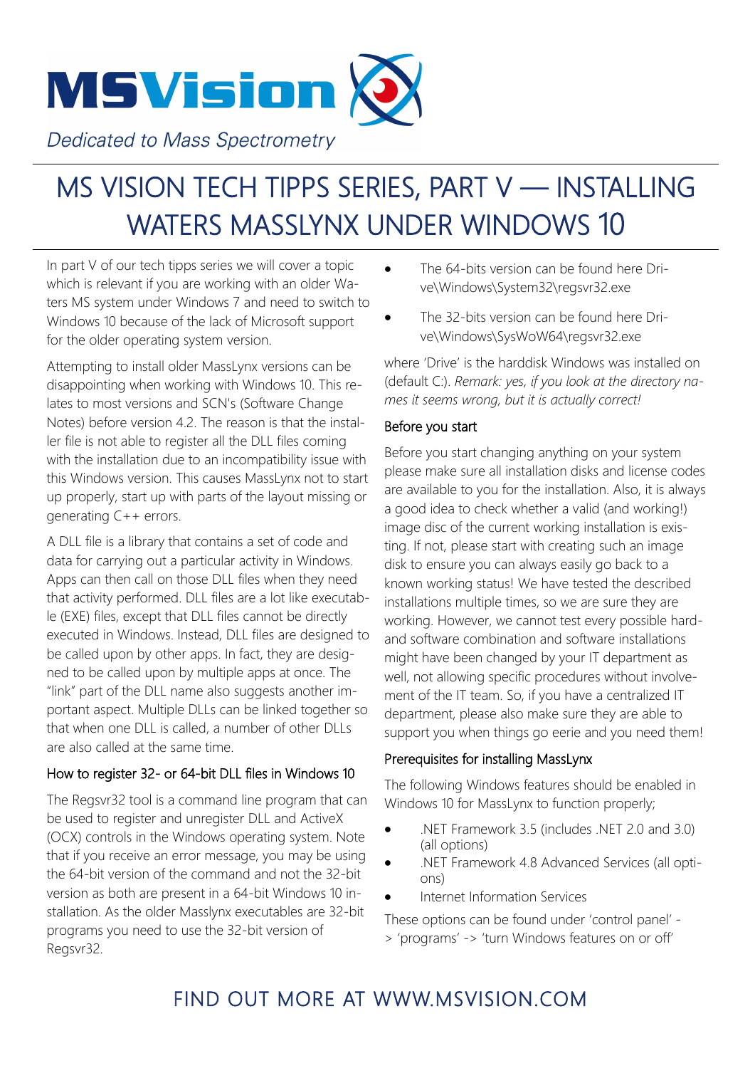MSVision

*Dedicated to Mass Spectrometry*

# MS VISION TECH TIPPS SERIES, PART V — INSTALLING WATERS MASSLYNX UNDER WINDOWS 10

In part V of our tech tipps series we will cover a topic which is relevant if you are working with an older Waters MS system under Windows 7 and need to switch to Windows 10 because of the lack of Microsoft support for the older operating system version.

Attempting to install older MassLynx versions can be disappointing when working with Windows 10. This relates to most versions and SCN's (Software Change Notes) before version 4.2. The reason is that the installer file is not able to register all the DLL files coming with the installation due to an incompatibility issue with this Windows version. This causes MassLynx not to start up properly, start up with parts of the layout missing or generating C++ errors.

A DLL file is a library that contains a set of code and data for carrying out a particular activity in Windows. Apps can then call on those DLL files when they need that activity performed. DLL files are a lot like executable (EXE) files, except that DLL files cannot be directly executed in Windows. Instead, DLL files are designed to be called upon by other apps. In fact, they are designed to be called upon by multiple apps at once. The "link" part of the DLL name also suggests another important aspect. Multiple DLLs can be linked together so that when one DLL is called, a number of other DLLs are also called at the same time.

## How to register 32- or 64-bit DLL files in Windows 10

The Regsvr32 tool is a command line program that can be used to register and unregister DLL and ActiveX (OCX) controls in the Windows operating system. Note that if you receive an error message, you may be using the 64-bit version of the command and not the 32-bit version as both are present in a 64-bit Windows 10 installation. As the older Masslynx executables are 32-bit programs you need to use the 32-bit version of Regsvr32.

- The 64-bits version can be found here Drive\Windows\System32\regsvr32.exe
- The 32-bits version can be found here Drive\Windows\SysWoW64\regsvr32.exe

where 'Drive' is the harddisk Windows was installed on (default C:). *Remark: yes, if you look at the directory names it seems wrong, but it is actually correct!*

## Before you start

Before you start changing anything on your system please make sure all installation disks and license codes are available to you for the installation. Also, it is always a good idea to check whether a valid (and working!) image disc of the current working installation is existing. If not, please start with creating such an image disk to ensure you can always easily go back to a known working status! We have tested the described installations multiple times, so we are sure they are working. However, we cannot test every possible hard- and software combination and software installations might have been changed by your IT department as well, not allowing specific procedures without involvement of the IT team. So, if you have a centralized IT department, please also make sure they are able to support you when things go eerie and you need them!

## Prerequisites for installing MassLynx

The following Windows features should be enabled in Windows 10 for MassLynx to function properly;

- .NET Framework 3.5 (includes .NET 2.0 and 3.0) (all options)
- .NET Framework 4.8 Advanced Services (all options)
- Internet Information Services

These options can be found under 'control panel' -> 'programs' -> 'turn Windows features on or off'

FIND OUT MORE AT WWW.MSVISION.COM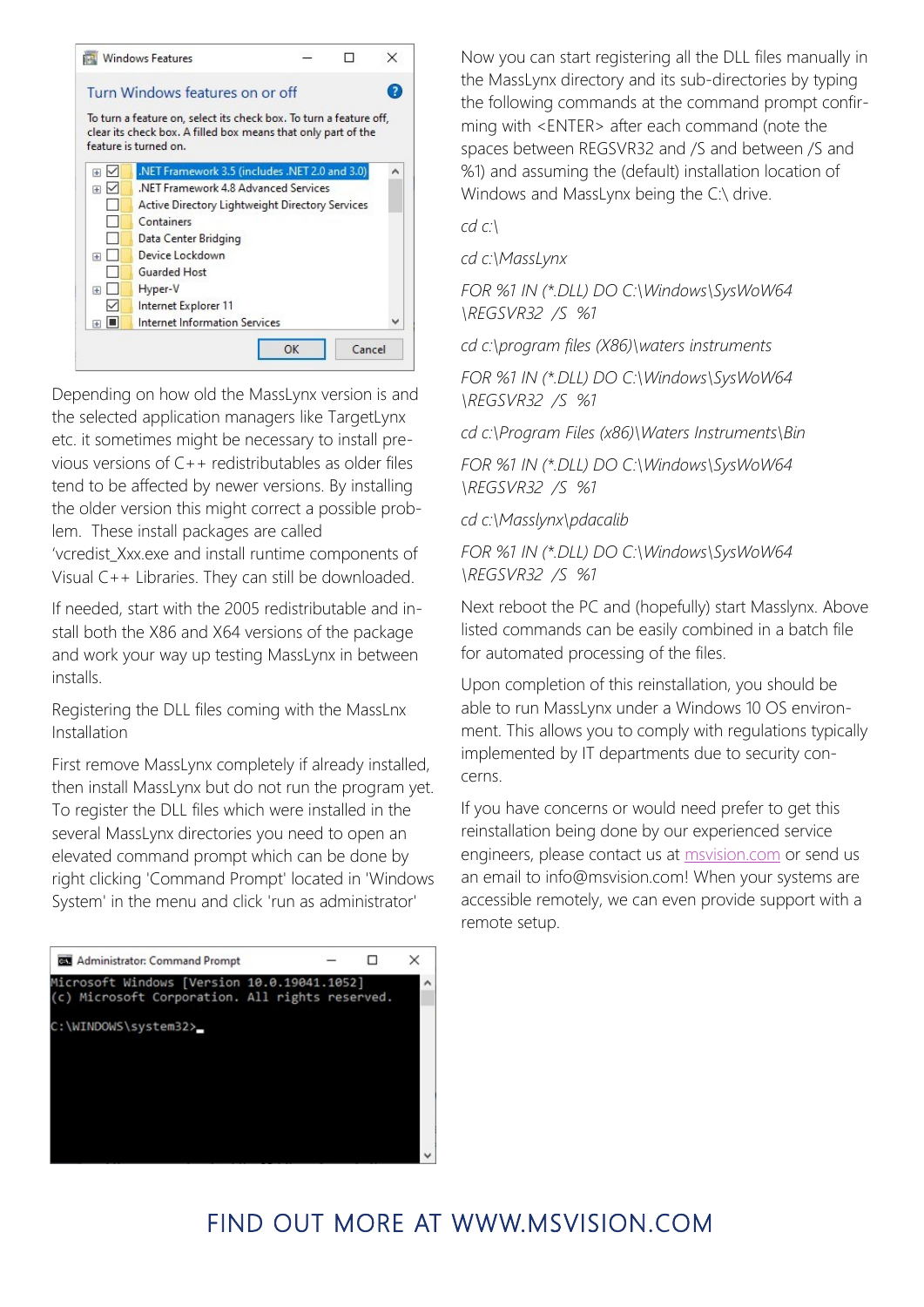Depending on how old the MassLynx version is and the selected application managers like TargetLynx etc. it sometimes might be necessary to install previous versions of C++ redistributables as older files tend to be affected by newer versions. By installing the older version this might correct a possible problem. These install packages are called 'vcredist_Xxx.exe and install runtime components of Visual C++ Libraries. They can still be downloaded.

If needed, start with the 2005 redistributable and install both the X86 and X64 versions of the package and work your way up testing MassLynx in between installs.

Registering the DLL files coming with the MassLnx Installation

First remove MassLynx completely if already installed, then install MassLynx but do not run the program yet. To register the DLL files which were installed in the several MassLynx directories you need to open an elevated command prompt which can be done by right clicking 'Command Prompt' located in 'Windows System' in the menu and click 'run as administrator'

Now you can start registering all the DLL files manually in the MassLynx directory and its sub-directories by typing the following commands at the command prompt confirming with <ENTER> after each command (note the spaces between REGSVR32 and /S and between /S and %1) and assuming the (default) installation location of Windows and MassLynx being the C:\ drive.

*cd c:\*

*cd c:\MassLynx*

*FOR %1 IN (*.DLL) DO C:\Windows\SysWoW64\REGSVR32 /S %1*

*cd c:\program files (X86)\waters instruments*

*FOR %1 IN (*.DLL) DO C:\Windows\SysWoW64\REGSVR32 /S %1*

*cd c:\Program Files (x86)\Waters Instruments\Bin*

*FOR %1 IN (*.DLL) DO C:\Windows\SysWoW64\REGSVR32 /S %1*

*cd c:\Masslynx\pdacalib*

*FOR %1 IN (*.DLL) DO C:\Windows\SysWoW64\REGSVR32 /S %1*

Next reboot the PC and (hopefully) start Masslynx. Above listed commands can be easily combined in a batch file for automated processing of the files.

Upon completion of this reinstallation, you should be able to run MassLynx under a Windows 10 OS environment. This allows you to comply with regulations typically implemented by IT departments due to security concerns.

If you have concerns or would need prefer to get this reinstallation being done by our experienced service engineers, please contact us at msvision.com or send us an email to info@msvision.com! When your systems are accessible remotely, we can even provide support with a remote setup.

FIND OUT MORE AT WWW.MSVISION.COM